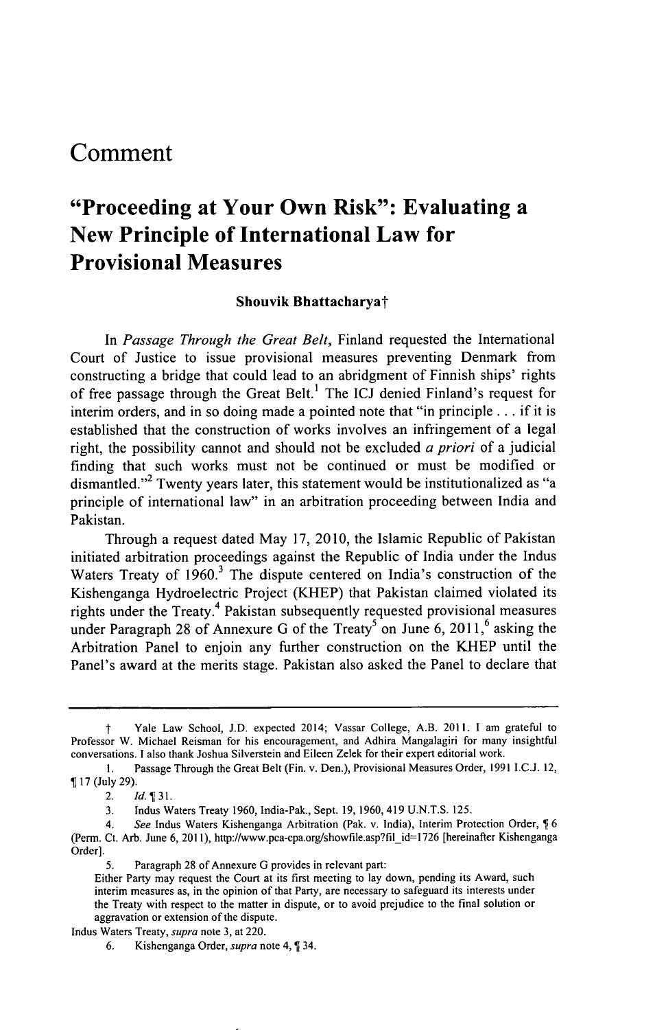# Comment

## "Proceeding at Your Own Risk": Evaluating a New Principle of International Law for Provisional Measures

**Shouvik Bhattacharya†**

In *Passage Through the Great Belt*, Finland requested the International Court of Justice to issue provisional measures preventing Denmark from constructing a bridge that could lead to an abridgment of Finnish ships' rights of free passage through the Great Belt.[1] The ICJ denied Finland's request for interim orders, and in so doing made a pointed note that "in principle . . . if it is established that the construction of works involves an infringement of a legal right, the possibility cannot and should not be excluded *a priori* of a judicial finding that such works must not be continued or must be modified or dismantled."[2] Twenty years later, this statement would be institutionalized as "a principle of international law" in an arbitration proceeding between India and Pakistan.

Through a request dated May 17, 2010, the Islamic Republic of Pakistan initiated arbitration proceedings against the Republic of India under the Indus Waters Treaty of 1960.[3] The dispute centered on India's construction of the Kishenganga Hydroelectric Project (KHEP) that Pakistan claimed violated its rights under the Treaty.[4] Pakistan subsequently requested provisional measures under Paragraph 28 of Annexure G of the Treaty[5] on June 6, 2011,[6] asking the Arbitration Panel to enjoin any further construction on the KHEP until the Panel's award at the merits stage. Pakistan also asked the Panel to declare that

---

† Yale Law School, J.D. expected 2014; Vassar College, A.B. 2011. I am grateful to Professor W. Michael Reisman for his encouragement, and Adhira Mangalagiri for many insightful conversations. I also thank Joshua Silverstein and Eileen Zelek for their expert editorial work.

1. Passage Through the Great Belt (Fin. v. Den.), Provisional Measures Order, 1991 I.C.J. 12, ¶ 17 (July 29).

2. *Id.* ¶ 31.

3. Indus Waters Treaty 1960, India-Pak., Sept. 19, 1960, 419 U.N.T.S. 125.

4. *See* Indus Waters Kishenganga Arbitration (Pak. v. India), Interim Protection Order, ¶ 6 (Perm. Ct. Arb. June 6, 2011), http://www.pca-cpa.org/showfile.asp?fil_id=1726 [hereinafter Kishenganga Order].

5. Paragraph 28 of Annexure G provides in relevant part:

> Either Party may request the Court at its first meeting to lay down, pending its Award, such interim measures as, in the opinion of that Party, are necessary to safeguard its interests under the Treaty with respect to the matter in dispute, or to avoid prejudice to the final solution or aggravation or extension of the dispute.

Indus Waters Treaty, *supra* note 3, at 220.

6. Kishenganga Order, *supra* note 4, ¶ 34.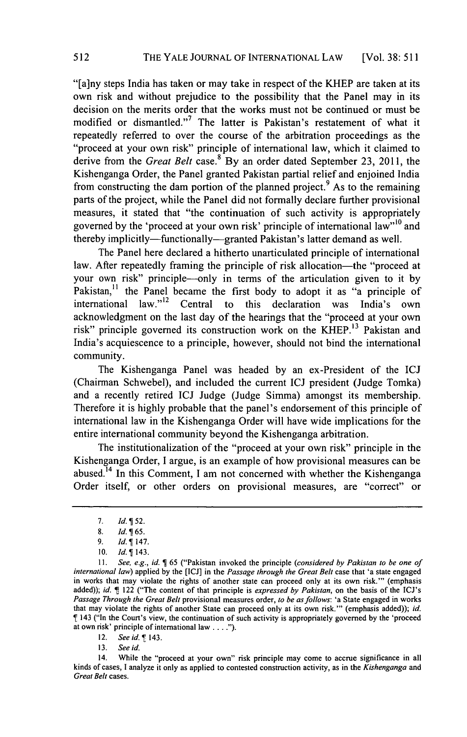"[a]ny steps India has taken or may take in respect of the KHEP are taken at its own risk and without prejudice to the possibility that the Panel may in its decision on the merits order that the works must not be continued or must be modified or dismantled."[7] The latter is Pakistan's restatement of what it repeatedly referred to over the course of the arbitration proceedings as the "proceed at your own risk" principle of international law, which it claimed to derive from the *Great Belt* case.[8] By an order dated September 23, 2011, the Kishenganga Order, the Panel granted Pakistan partial relief and enjoined India from constructing the dam portion of the planned project.[9] As to the remaining parts of the project, while the Panel did not formally declare further provisional measures, it stated that "the continuation of such activity is appropriately governed by the 'proceed at your own risk' principle of international law"[10] and thereby implicitly—functionally—granted Pakistan's latter demand as well.

The Panel here declared a hitherto unarticulated principle of international law. After repeatedly framing the principle of risk allocation—the "proceed at your own risk" principle—only in terms of the articulation given to it by Pakistan,[11] the Panel became the first body to adopt it as "a principle of international law."[12] Central to this declaration was India's own acknowledgment on the last day of the hearings that the "proceed at your own risk" principle governed its construction work on the KHEP.[13] Pakistan and India's acquiescence to a principle, however, should not bind the international community.

The Kishenganga Panel was headed by an ex-President of the ICJ (Chairman Schwebel), and included the current ICJ president (Judge Tomka) and a recently retired ICJ Judge (Judge Simma) amongst its membership. Therefore it is highly probable that the panel's endorsement of this principle of international law in the Kishenganga Order will have wide implications for the entire international community beyond the Kishenganga arbitration.

The institutionalization of the "proceed at your own risk" principle in the Kishenganga Order, I argue, is an example of how provisional measures can be abused.[14] In this Comment, I am not concerned with whether the Kishenganga Order itself, or other orders on provisional measures, are "correct" or

---

7. *Id.* ¶ 52.

8. *Id.* ¶ 65.

9. *Id.* ¶ 147.

10. *Id.* ¶ 143.

11. *See, e.g., id.* ¶ 65 ("Pakistan invoked the principle (*considered by Pakistan to be one of international law*) applied by the [ICJ] in the *Passage through the Great Belt* case that 'a state engaged in works that may violate the rights of another state can proceed only at its own risk.'" (emphasis added)); *id.* ¶ 122 ("The content of that principle is *expressed by Pakistan*, on the basis of the ICJ's *Passage Through the Great Belt* provisional measures order, *to be as follows*: 'a State engaged in works that may violate the rights of another State can proceed only at its own risk.'" (emphasis added)); *id.* ¶ 143 ("In the Court's view, the continuation of such activity is appropriately governed by the 'proceed at own risk' principle of international law . . . .").

12. *See id.* ¶ 143.

13. *See id.*

14. While the "proceed at your own" risk principle may come to accrue significance in all kinds of cases, I analyze it only as applied to contested construction activity, as in the *Kishenganga* and *Great Belt* cases.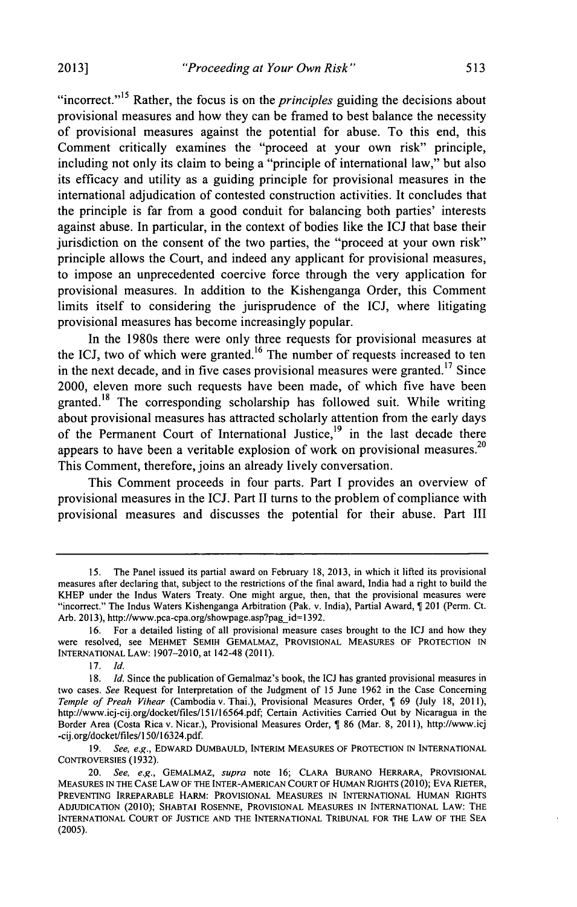"incorrect."[15] Rather, the focus is on the *principles* guiding the decisions about provisional measures and how they can be framed to best balance the necessity of provisional measures against the potential for abuse. To this end, this Comment critically examines the "proceed at your own risk" principle, including not only its claim to being a "principle of international law," but also its efficacy and utility as a guiding principle for provisional measures in the international adjudication of contested construction activities. It concludes that the principle is far from a good conduit for balancing both parties' interests against abuse. In particular, in the context of bodies like the ICJ that base their jurisdiction on the consent of the two parties, the "proceed at your own risk" principle allows the Court, and indeed any applicant for provisional measures, to impose an unprecedented coercive force through the very application for provisional measures. In addition to the Kishenganga Order, this Comment limits itself to considering the jurisprudence of the ICJ, where litigating provisional measures has become increasingly popular.

In the 1980s there were only three requests for provisional measures at the ICJ, two of which were granted.[16] The number of requests increased to ten in the next decade, and in five cases provisional measures were granted.[17] Since 2000, eleven more such requests have been made, of which five have been granted.[18] The corresponding scholarship has followed suit. While writing about provisional measures has attracted scholarly attention from the early days of the Permanent Court of International Justice,[19] in the last decade there appears to have been a veritable explosion of work on provisional measures.[20] This Comment, therefore, joins an already lively conversation.

This Comment proceeds in four parts. Part I provides an overview of provisional measures in the ICJ. Part II turns to the problem of compliance with provisional measures and discusses the potential for their abuse. Part III

---

15. The Panel issued its partial award on February 18, 2013, in which it lifted its provisional measures after declaring that, subject to the restrictions of the final award, India had a right to build the KHEP under the Indus Waters Treaty. One might argue, then, that the provisional measures were "incorrect." The Indus Waters Kishenganga Arbitration (Pak. v. India), Partial Award, ¶ 201 (Perm. Ct. Arb. 2013), http://www.pca-cpa.org/showpage.asp?pag_id=1392.

16. For a detailed listing of all provisional measure cases brought to the ICJ and how they were resolved, see MEHMET SEMIH GEMALMAZ, PROVISIONAL MEASURES OF PROTECTION IN INTERNATIONAL LAW: 1907–2010, at 142-48 (2011).

17. *Id.*

18. *Id.* Since the publication of Gemalmaz's book, the ICJ has granted provisional measures in two cases. *See* Request for Interpretation of the Judgment of 15 June 1962 in the Case Concerning *Temple of Preah Vihear* (Cambodia v. Thai.), Provisional Measures Order, ¶ 69 (July 18, 2011), http://www.icj-cij.org/docket/files/151/16564.pdf; Certain Activities Carried Out by Nicaragua in the Border Area (Costa Rica v. Nicar.), Provisional Measures Order, ¶ 86 (Mar. 8, 2011), http://www.icj-cij.org/docket/files/150/16324.pdf.

19. *See, e.g.*, EDWARD DUMBAULD, INTERIM MEASURES OF PROTECTION IN INTERNATIONAL CONTROVERSIES (1932).

20. *See, e.g.*, GEMALMAZ, *supra* note 16; CLARA BURANO HERRARA, PROVISIONAL MEASURES IN THE CASE LAW OF THE INTER-AMERICAN COURT OF HUMAN RIGHTS (2010); EVA RIETER, PREVENTING IRREPARABLE HARM: PROVISIONAL MEASURES IN INTERNATIONAL HUMAN RIGHTS ADJUDICATION (2010); SHABTAI ROSENNE, PROVISIONAL MEASURES IN INTERNATIONAL LAW: THE INTERNATIONAL COURT OF JUSTICE AND THE INTERNATIONAL TRIBUNAL FOR THE LAW OF THE SEA (2005).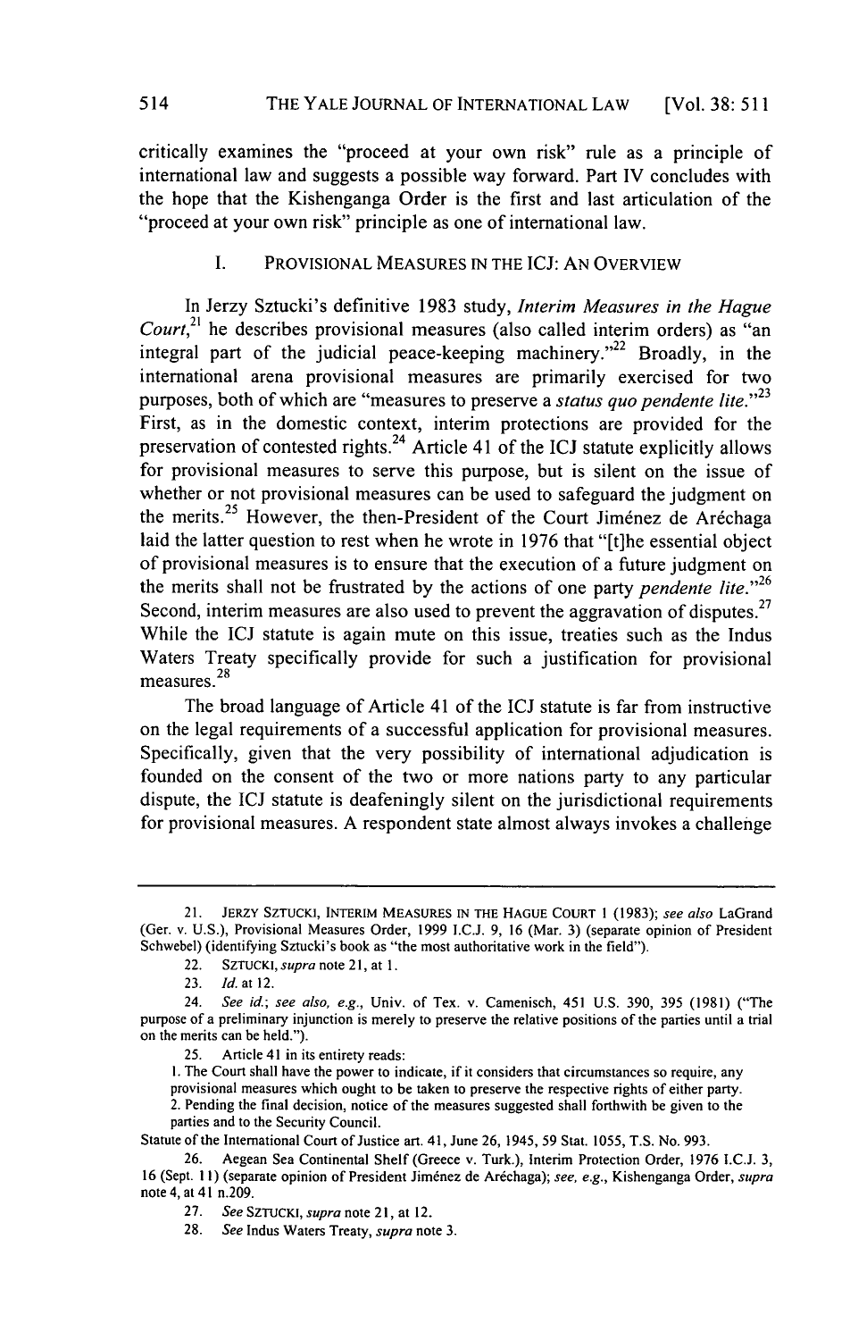critically examines the "proceed at your own risk" rule as a principle of international law and suggests a possible way forward. Part IV concludes with the hope that the Kishenganga Order is the first and last articulation of the "proceed at your own risk" principle as one of international law.

## I. PROVISIONAL MEASURES IN THE ICJ: AN OVERVIEW

In Jerzy Sztucki's definitive 1983 study, *Interim Measures in the Hague Court*,[21] he describes provisional measures (also called interim orders) as "an integral part of the judicial peace-keeping machinery."[22] Broadly, in the international arena provisional measures are primarily exercised for two purposes, both of which are "measures to preserve a *status quo pendente lite*."[23] First, as in the domestic context, interim protections are provided for the preservation of contested rights.[24] Article 41 of the ICJ statute explicitly allows for provisional measures to serve this purpose, but is silent on the issue of whether or not provisional measures can be used to safeguard the judgment on the merits.[25] However, the then-President of the Court Jiménez de Aréchaga laid the latter question to rest when he wrote in 1976 that "[t]he essential object of provisional measures is to ensure that the execution of a future judgment on the merits shall not be frustrated by the actions of one party *pendente lite*."[26] Second, interim measures are also used to prevent the aggravation of disputes.[27] While the ICJ statute is again mute on this issue, treaties such as the Indus Waters Treaty specifically provide for such a justification for provisional measures.[28]

The broad language of Article 41 of the ICJ statute is far from instructive on the legal requirements of a successful application for provisional measures. Specifically, given that the very possibility of international adjudication is founded on the consent of the two or more nations party to any particular dispute, the ICJ statute is deafeningly silent on the jurisdictional requirements for provisional measures. A respondent state almost always invokes a challenge

---

21. JERZY SZTUCKI, INTERIM MEASURES IN THE HAGUE COURT 1 (1983); *see also* LaGrand (Ger. v. U.S.), Provisional Measures Order, 1999 I.C.J. 9, 16 (Mar. 3) (separate opinion of President Schwebel) (identifying Sztucki's book as "the most authoritative work in the field").

22. SZTUCKI, *supra* note 21, at 1.

23. *Id.* at 12.

24. *See id.*; *see also, e.g.*, Univ. of Tex. v. Camenisch, 451 U.S. 390, 395 (1981) ("The purpose of a preliminary injunction is merely to preserve the relative positions of the parties until a trial on the merits can be held.").

25. Article 41 in its entirety reads:

1. The Court shall have the power to indicate, if it considers that circumstances so require, any provisional measures which ought to be taken to preserve the respective rights of either party.
2. Pending the final decision, notice of the measures suggested shall forthwith be given to the parties and to the Security Council.

Statute of the International Court of Justice art. 41, June 26, 1945, 59 Stat. 1055, T.S. No. 993.

26. Aegean Sea Continental Shelf (Greece v. Turk.), Interim Protection Order, 1976 I.C.J. 3, 16 (Sept. 11) (separate opinion of President Jiménez de Aréchaga); *see, e.g.*, Kishenganga Order, *supra* note 4, at 41 n.209.

27. *See* SZTUCKI, *supra* note 21, at 12.

28. *See* Indus Waters Treaty, *supra* note 3.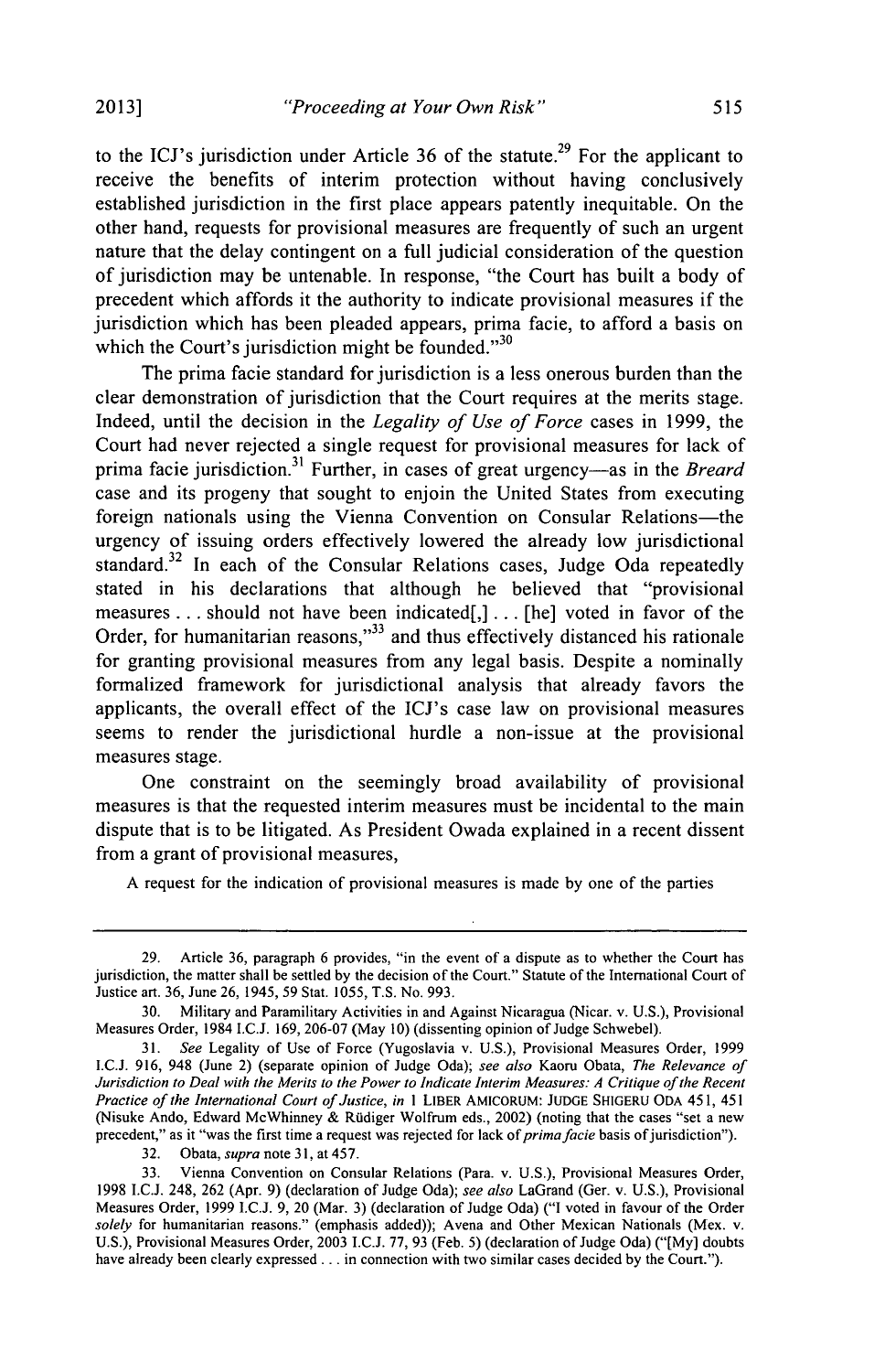to the ICJ's jurisdiction under Article 36 of the statute.[29] For the applicant to receive the benefits of interim protection without having conclusively established jurisdiction in the first place appears patently inequitable. On the other hand, requests for provisional measures are frequently of such an urgent nature that the delay contingent on a full judicial consideration of the question of jurisdiction may be untenable. In response, "the Court has built a body of precedent which affords it the authority to indicate provisional measures if the jurisdiction which has been pleaded appears, prima facie, to afford a basis on which the Court's jurisdiction might be founded."[30]

The prima facie standard for jurisdiction is a less onerous burden than the clear demonstration of jurisdiction that the Court requires at the merits stage. Indeed, until the decision in the *Legality of Use of Force* cases in 1999, the Court had never rejected a single request for provisional measures for lack of prima facie jurisdiction.[31] Further, in cases of great urgency—as in the *Breard* case and its progeny that sought to enjoin the United States from executing foreign nationals using the Vienna Convention on Consular Relations—the urgency of issuing orders effectively lowered the already low jurisdictional standard.[32] In each of the Consular Relations cases, Judge Oda repeatedly stated in his declarations that although he believed that "provisional measures . . . should not have been indicated[,] . . . [he] voted in favor of the Order, for humanitarian reasons,"[33] and thus effectively distanced his rationale for granting provisional measures from any legal basis. Despite a nominally formalized framework for jurisdictional analysis that already favors the applicants, the overall effect of the ICJ's case law on provisional measures seems to render the jurisdictional hurdle a non-issue at the provisional measures stage.

One constraint on the seemingly broad availability of provisional measures is that the requested interim measures must be incidental to the main dispute that is to be litigated. As President Owada explained in a recent dissent from a grant of provisional measures,

> A request for the indication of provisional measures is made by one of the parties

---

29. Article 36, paragraph 6 provides, "in the event of a dispute as to whether the Court has jurisdiction, the matter shall be settled by the decision of the Court." Statute of the International Court of Justice art. 36, June 26, 1945, 59 Stat. 1055, T.S. No. 993.

30. Military and Paramilitary Activities in and Against Nicaragua (Nicar. v. U.S.), Provisional Measures Order, 1984 I.C.J. 169, 206-07 (May 10) (dissenting opinion of Judge Schwebel).

31. *See* Legality of Use of Force (Yugoslavia v. U.S.), Provisional Measures Order, 1999 I.C.J. 916, 948 (June 2) (separate opinion of Judge Oda); *see also* Kaoru Obata, *The Relevance of Jurisdiction to Deal with the Merits to the Power to Indicate Interim Measures: A Critique of the Recent Practice of the International Court of Justice*, *in* 1 LIBER AMICORUM: JUDGE SHIGERU ODA 451, 451 (Nisuke Ando, Edward McWhinney & Rüdiger Wolfrum eds., 2002) (noting that the cases "set a new precedent," as it "was the first time a request was rejected for lack of *prima facie* basis of jurisdiction").

32. Obata, *supra* note 31, at 457.

33. Vienna Convention on Consular Relations (Para. v. U.S.), Provisional Measures Order, 1998 I.C.J. 248, 262 (Apr. 9) (declaration of Judge Oda); *see also* LaGrand (Ger. v. U.S.), Provisional Measures Order, 1999 I.C.J. 9, 20 (Mar. 3) (declaration of Judge Oda) ("I voted in favour of the Order *solely* for humanitarian reasons." (emphasis added)); Avena and Other Mexican Nationals (Mex. v. U.S.), Provisional Measures Order, 2003 I.C.J. 77, 93 (Feb. 5) (declaration of Judge Oda) ("[My] doubts have already been clearly expressed . . . in connection with two similar cases decided by the Court.").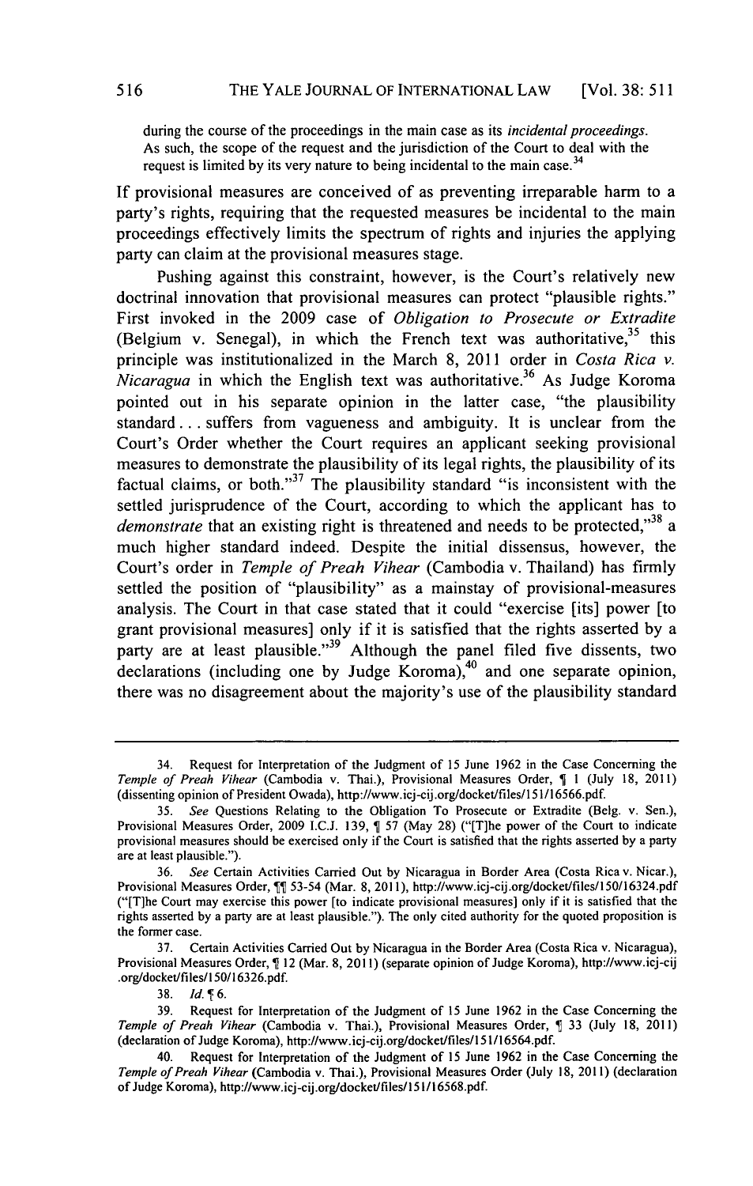during the course of the proceedings in the main case as its *incidental proceedings*. As such, the scope of the request and the jurisdiction of the Court to deal with the request is limited by its very nature to being incidental to the main case.[34]

If provisional measures are conceived of as preventing irreparable harm to a party's rights, requiring that the requested measures be incidental to the main proceedings effectively limits the spectrum of rights and injuries the applying party can claim at the provisional measures stage.

Pushing against this constraint, however, is the Court's relatively new doctrinal innovation that provisional measures can protect "plausible rights." First invoked in the 2009 case of *Obligation to Prosecute or Extradite* (Belgium v. Senegal), in which the French text was authoritative,[35] this principle was institutionalized in the March 8, 2011 order in *Costa Rica v. Nicaragua* in which the English text was authoritative.[36] As Judge Koroma pointed out in his separate opinion in the latter case, "the plausibility standard . . . suffers from vagueness and ambiguity. It is unclear from the Court's Order whether the Court requires an applicant seeking provisional measures to demonstrate the plausibility of its legal rights, the plausibility of its factual claims, or both."[37] The plausibility standard "is inconsistent with the settled jurisprudence of the Court, according to which the applicant has to *demonstrate* that an existing right is threatened and needs to be protected,"[38] a much higher standard indeed. Despite the initial dissensus, however, the Court's order in *Temple of Preah Vihear* (Cambodia v. Thailand) has firmly settled the position of "plausibility" as a mainstay of provisional-measures analysis. The Court in that case stated that it could "exercise [its] power [to grant provisional measures] only if it is satisfied that the rights asserted by a party are at least plausible."[39] Although the panel filed five dissents, two declarations (including one by Judge Koroma),[40] and one separate opinion, there was no disagreement about the majority's use of the plausibility standard

---

34. Request for Interpretation of the Judgment of 15 June 1962 in the Case Concerning the *Temple of Preah Vihear* (Cambodia v. Thai.), Provisional Measures Order, ¶ 1 (July 18, 2011) (dissenting opinion of President Owada), http://www.icj-cij.org/docket/files/151/16566.pdf.

35. *See* Questions Relating to the Obligation To Prosecute or Extradite (Belg. v. Sen.), Provisional Measures Order, 2009 I.C.J. 139, ¶ 57 (May 28) ("[T]he power of the Court to indicate provisional measures should be exercised only if the Court is satisfied that the rights asserted by a party are at least plausible.").

36. *See* Certain Activities Carried Out by Nicaragua in Border Area (Costa Rica v. Nicar.), Provisional Measures Order, ¶¶ 53-54 (Mar. 8, 2011), http://www.icj-cij.org/docket/files/150/16324.pdf ("[T]he Court may exercise this power [to indicate provisional measures] only if it is satisfied that the rights asserted by a party are at least plausible."). The only cited authority for the quoted proposition is the former case.

37. Certain Activities Carried Out by Nicaragua in the Border Area (Costa Rica v. Nicaragua), Provisional Measures Order, ¶ 12 (Mar. 8, 2011) (separate opinion of Judge Koroma), http://www.icj-cij.org/docket/files/150/16326.pdf.

38. *Id.* ¶ 6.

39. Request for Interpretation of the Judgment of 15 June 1962 in the Case Concerning the *Temple of Preah Vihear* (Cambodia v. Thai.), Provisional Measures Order, ¶ 33 (July 18, 2011) (declaration of Judge Koroma), http://www.icj-cij.org/docket/files/151/16564.pdf.

40. Request for Interpretation of the Judgment of 15 June 1962 in the Case Concerning the *Temple of Preah Vihear* (Cambodia v. Thai.), Provisional Measures Order (July 18, 2011) (declaration of Judge Koroma), http://www.icj-cij.org/docket/files/151/16568.pdf.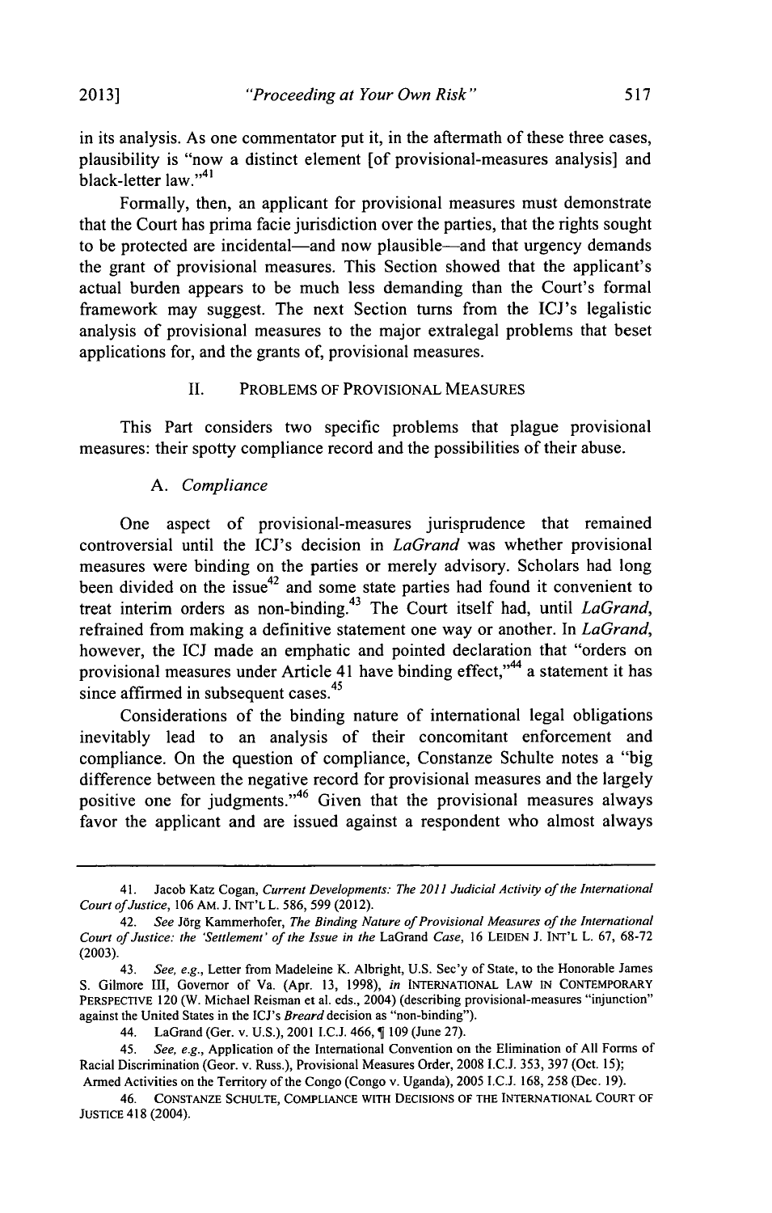in its analysis. As one commentator put it, in the aftermath of these three cases, plausibility is "now a distinct element [of provisional-measures analysis] and black-letter law."[41]

Formally, then, an applicant for provisional measures must demonstrate that the Court has prima facie jurisdiction over the parties, that the rights sought to be protected are incidental—and now plausible—and that urgency demands the grant of provisional measures. This Section showed that the applicant's actual burden appears to be much less demanding than the Court's formal framework may suggest. The next Section turns from the ICJ's legalistic analysis of provisional measures to the major extralegal problems that beset applications for, and the grants of, provisional measures.

## II. PROBLEMS OF PROVISIONAL MEASURES

This Part considers two specific problems that plague provisional measures: their spotty compliance record and the possibilities of their abuse.

### A. *Compliance*

One aspect of provisional-measures jurisprudence that remained controversial until the ICJ's decision in *LaGrand* was whether provisional measures were binding on the parties or merely advisory. Scholars had long been divided on the issue[42] and some state parties had found it convenient to treat interim orders as non-binding.[43] The Court itself had, until *LaGrand*, refrained from making a definitive statement one way or another. In *LaGrand*, however, the ICJ made an emphatic and pointed declaration that "orders on provisional measures under Article 41 have binding effect,"[44] a statement it has since affirmed in subsequent cases.[45]

Considerations of the binding nature of international legal obligations inevitably lead to an analysis of their concomitant enforcement and compliance. On the question of compliance, Constanze Schulte notes a "big difference between the negative record for provisional measures and the largely positive one for judgments."[46] Given that the provisional measures always favor the applicant and are issued against a respondent who almost always

---

41. Jacob Katz Cogan, *Current Developments: The 2011 Judicial Activity of the International Court of Justice*, 106 AM. J. INT'L L. 586, 599 (2012).

42. *See* Jörg Kammerhofer, *The Binding Nature of Provisional Measures of the International Court of Justice: the 'Settlement' of the Issue in the* LaGrand *Case*, 16 LEIDEN J. INT'L L. 67, 68-72 (2003).

43. *See, e.g.*, Letter from Madeleine K. Albright, U.S. Sec'y of State, to the Honorable James S. Gilmore III, Governor of Va. (Apr. 13, 1998), *in* INTERNATIONAL LAW IN CONTEMPORARY PERSPECTIVE 120 (W. Michael Reisman et al. eds., 2004) (describing provisional-measures "injunction" against the United States in the ICJ's *Breard* decision as "non-binding").

44. LaGrand (Ger. v. U.S.), 2001 I.C.J. 466, ¶ 109 (June 27).

45. *See, e.g.*, Application of the International Convention on the Elimination of All Forms of Racial Discrimination (Geor. v. Russ.), Provisional Measures Order, 2008 I.C.J. 353, 397 (Oct. 15); Armed Activities on the Territory of the Congo (Congo v. Uganda), 2005 I.C.J. 168, 258 (Dec. 19).

46. CONSTANZE SCHULTE, COMPLIANCE WITH DECISIONS OF THE INTERNATIONAL COURT OF JUSTICE 418 (2004).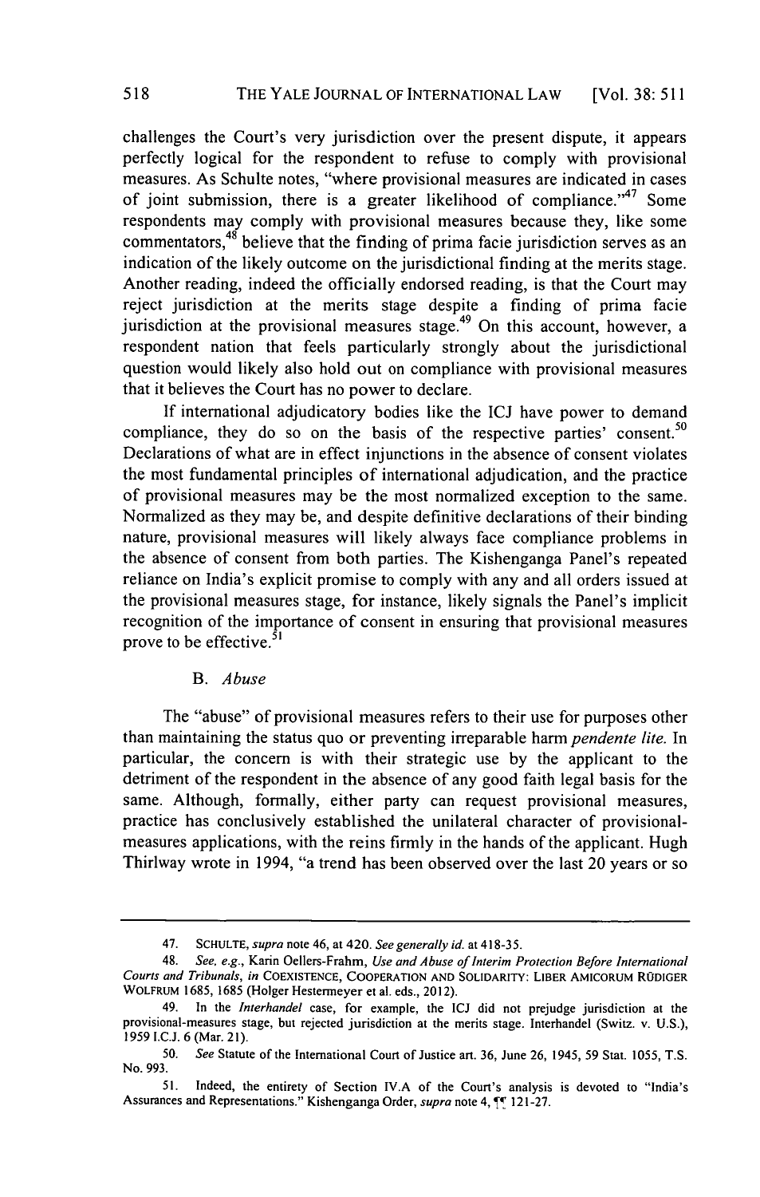challenges the Court's very jurisdiction over the present dispute, it appears perfectly logical for the respondent to refuse to comply with provisional measures. As Schulte notes, "where provisional measures are indicated in cases of joint submission, there is a greater likelihood of compliance."[47] Some respondents may comply with provisional measures because they, like some commentators,[48] believe that the finding of prima facie jurisdiction serves as an indication of the likely outcome on the jurisdictional finding at the merits stage. Another reading, indeed the officially endorsed reading, is that the Court may reject jurisdiction at the merits stage despite a finding of prima facie jurisdiction at the provisional measures stage.[49] On this account, however, a respondent nation that feels particularly strongly about the jurisdictional question would likely also hold out on compliance with provisional measures that it believes the Court has no power to declare.

If international adjudicatory bodies like the ICJ have power to demand compliance, they do so on the basis of the respective parties' consent.[50] Declarations of what are in effect injunctions in the absence of consent violates the most fundamental principles of international adjudication, and the practice of provisional measures may be the most normalized exception to the same. Normalized as they may be, and despite definitive declarations of their binding nature, provisional measures will likely always face compliance problems in the absence of consent from both parties. The Kishenganga Panel's repeated reliance on India's explicit promise to comply with any and all orders issued at the provisional measures stage, for instance, likely signals the Panel's implicit recognition of the importance of consent in ensuring that provisional measures prove to be effective.[51]

### B. *Abuse*

The "abuse" of provisional measures refers to their use for purposes other than maintaining the status quo or preventing irreparable harm *pendente lite*. In particular, the concern is with their strategic use by the applicant to the detriment of the respondent in the absence of any good faith legal basis for the same. Although, formally, either party can request provisional measures, practice has conclusively established the unilateral character of provisional-measures applications, with the reins firmly in the hands of the applicant. Hugh Thirlway wrote in 1994, "a trend has been observed over the last 20 years or so

---

47. SCHULTE, *supra* note 46, at 420. *See generally id.* at 418-35.

48. *See, e.g.*, Karin Oellers-Frahm, *Use and Abuse of Interim Protection Before International Courts and Tribunals*, *in* COEXISTENCE, COOPERATION AND SOLIDARITY: LIBER AMICORUM RÜDIGER WOLFRUM 1685, 1685 (Holger Hestermeyer et al. eds., 2012).

49. In the *Interhandel* case, for example, the ICJ did not prejudge jurisdiction at the provisional-measures stage, but rejected jurisdiction at the merits stage. Interhandel (Switz. v. U.S.), 1959 I.C.J. 6 (Mar. 21).

50. *See* Statute of the International Court of Justice art. 36, June 26, 1945, 59 Stat. 1055, T.S. No. 993.

51. Indeed, the entirety of Section IV.A of the Court's analysis is devoted to "India's Assurances and Representations." Kishenganga Order, *supra* note 4, ¶¶ 121-27.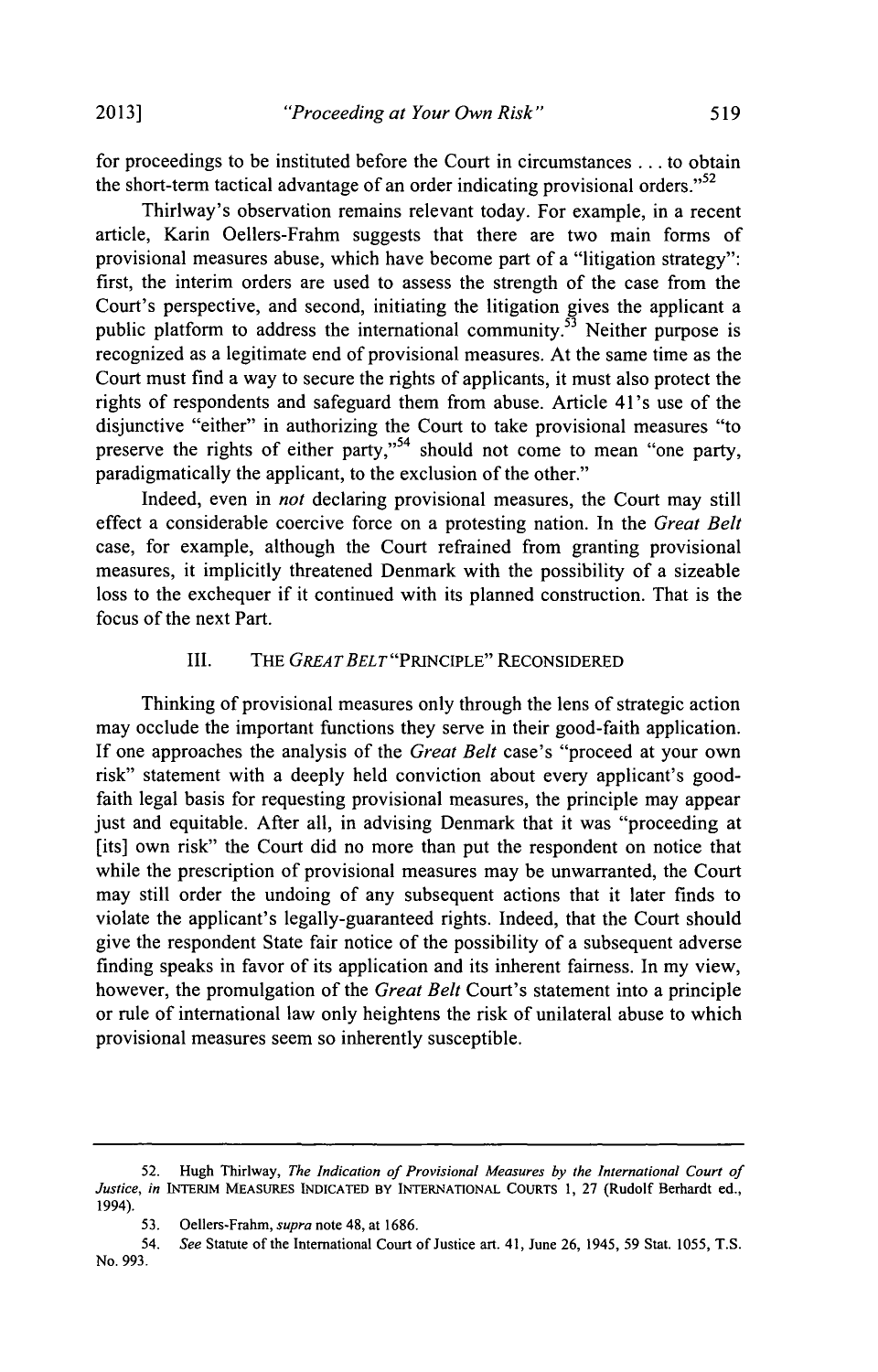for proceedings to be instituted before the Court in circumstances . . . to obtain the short-term tactical advantage of an order indicating provisional orders."[52]

Thirlway's observation remains relevant today. For example, in a recent article, Karin Oellers-Frahm suggests that there are two main forms of provisional measures abuse, which have become part of a "litigation strategy": first, the interim orders are used to assess the strength of the case from the Court's perspective, and second, initiating the litigation gives the applicant a public platform to address the international community.[53] Neither purpose is recognized as a legitimate end of provisional measures. At the same time as the Court must find a way to secure the rights of applicants, it must also protect the rights of respondents and safeguard them from abuse. Article 41's use of the disjunctive "either" in authorizing the Court to take provisional measures "to preserve the rights of either party,"[54] should not come to mean "one party, paradigmatically the applicant, to the exclusion of the other."

Indeed, even in *not* declaring provisional measures, the Court may still effect a considerable coercive force on a protesting nation. In the *Great Belt* case, for example, although the Court refrained from granting provisional measures, it implicitly threatened Denmark with the possibility of a sizeable loss to the exchequer if it continued with its planned construction. That is the focus of the next Part.

## III. THE *GREAT BELT* "PRINCIPLE" RECONSIDERED

Thinking of provisional measures only through the lens of strategic action may occlude the important functions they serve in their good-faith application. If one approaches the analysis of the *Great Belt* case's "proceed at your own risk" statement with a deeply held conviction about every applicant's good-faith legal basis for requesting provisional measures, the principle may appear just and equitable. After all, in advising Denmark that it was "proceeding at [its] own risk" the Court did no more than put the respondent on notice that while the prescription of provisional measures may be unwarranted, the Court may still order the undoing of any subsequent actions that it later finds to violate the applicant's legally-guaranteed rights. Indeed, that the Court should give the respondent State fair notice of the possibility of a subsequent adverse finding speaks in favor of its application and its inherent fairness. In my view, however, the promulgation of the *Great Belt* Court's statement into a principle or rule of international law only heightens the risk of unilateral abuse to which provisional measures seem so inherently susceptible.

---

52. Hugh Thirlway, *The Indication of Provisional Measures by the International Court of Justice*, *in* INTERIM MEASURES INDICATED BY INTERNATIONAL COURTS 1, 27 (Rudolf Berhardt ed., 1994).

53. Oellers-Frahm, *supra* note 48, at 1686.

54. *See* Statute of the International Court of Justice art. 41, June 26, 1945, 59 Stat. 1055, T.S. No. 993.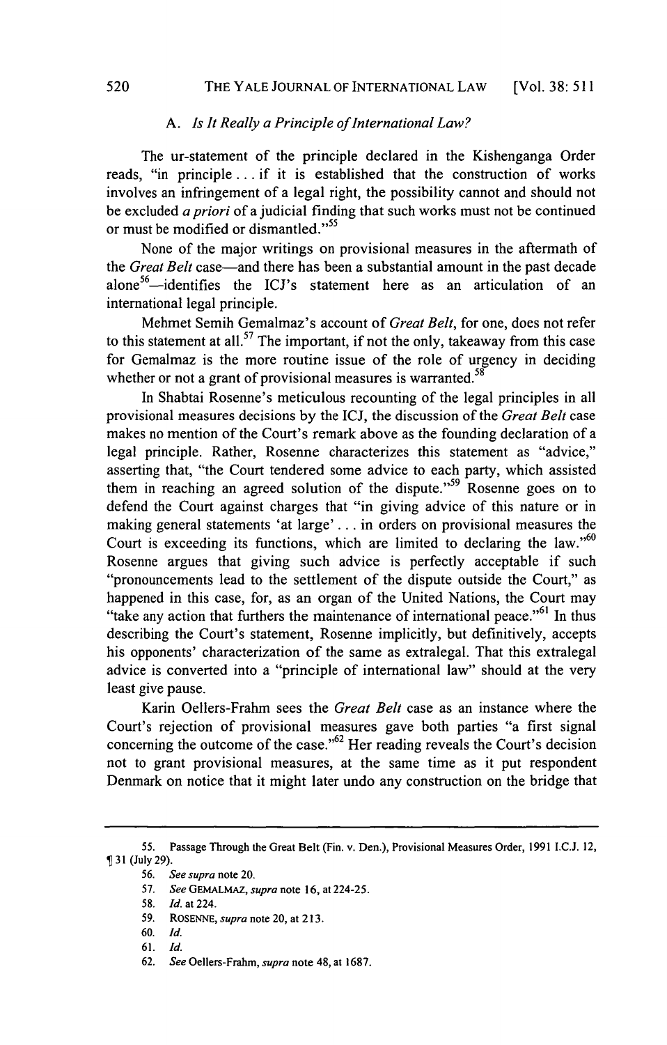### A. *Is It Really a Principle of International Law?*

The ur-statement of the principle declared in the Kishenganga Order reads, "in principle . . . if it is established that the construction of works involves an infringement of a legal right, the possibility cannot and should not be excluded *a priori* of a judicial finding that such works must not be continued or must be modified or dismantled."[55]

None of the major writings on provisional measures in the aftermath of the *Great Belt* case—and there has been a substantial amount in the past decade alone[56]—identifies the ICJ's statement here as an articulation of an international legal principle.

Mehmet Semih Gemalmaz's account of *Great Belt*, for one, does not refer to this statement at all.[57] The important, if not the only, takeaway from this case for Gemalmaz is the more routine issue of the role of urgency in deciding whether or not a grant of provisional measures is warranted.[58]

In Shabtai Rosenne's meticulous recounting of the legal principles in all provisional measures decisions by the ICJ, the discussion of the *Great Belt* case makes no mention of the Court's remark above as the founding declaration of a legal principle. Rather, Rosenne characterizes this statement as "advice," asserting that, "the Court tendered some advice to each party, which assisted them in reaching an agreed solution of the dispute."[59] Rosenne goes on to defend the Court against charges that "in giving advice of this nature or in making general statements 'at large' . . . in orders on provisional measures the Court is exceeding its functions, which are limited to declaring the law."[60] Rosenne argues that giving such advice is perfectly acceptable if such "pronouncements lead to the settlement of the dispute outside the Court," as happened in this case, for, as an organ of the United Nations, the Court may "take any action that furthers the maintenance of international peace."[61] In thus describing the Court's statement, Rosenne implicitly, but definitively, accepts his opponents' characterization of the same as extralegal. That this extralegal advice is converted into a "principle of international law" should at the very least give pause.

Karin Oellers-Frahm sees the *Great Belt* case as an instance where the Court's rejection of provisional measures gave both parties "a first signal concerning the outcome of the case."[62] Her reading reveals the Court's decision not to grant provisional measures, at the same time as it put respondent Denmark on notice that it might later undo any construction on the bridge that

---

55. Passage Through the Great Belt (Fin. v. Den.), Provisional Measures Order, 1991 I.C.J. 12, ¶ 31 (July 29).

56. *See supra* note 20.

57. *See* GEMALMAZ, *supra* note 16, at 224-25.

58. *Id.* at 224.

59. ROSENNE, *supra* note 20, at 213.

60. *Id.*

61. *Id.*

62. *See* Oellers-Frahm, *supra* note 48, at 1687.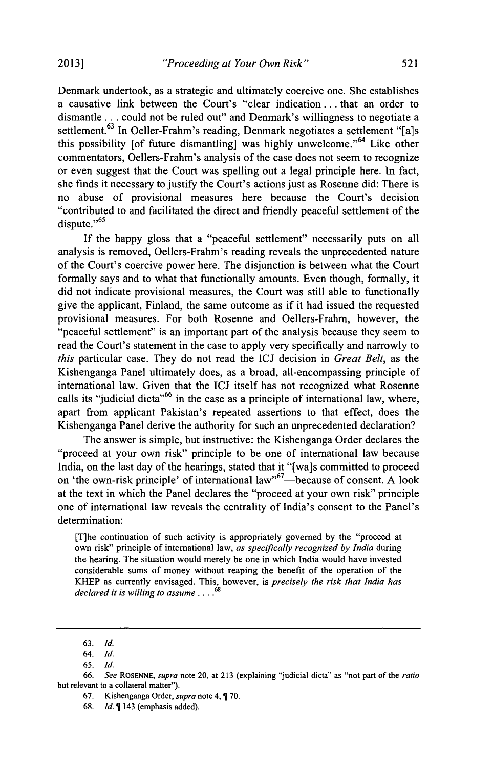Denmark undertook, as a strategic and ultimately coercive one. She establishes a causative link between the Court's "clear indication . . . that an order to dismantle . . . could not be ruled out" and Denmark's willingness to negotiate a settlement.[63] In Oeller-Frahm's reading, Denmark negotiates a settlement "[a]s this possibility [of future dismantling] was highly unwelcome."[64] Like other commentators, Oellers-Frahm's analysis of the case does not seem to recognize or even suggest that the Court was spelling out a legal principle here. In fact, she finds it necessary to justify the Court's actions just as Rosenne did: There is no abuse of provisional measures here because the Court's decision "contributed to and facilitated the direct and friendly peaceful settlement of the dispute."[65]

If the happy gloss that a "peaceful settlement" necessarily puts on all analysis is removed, Oellers-Frahm's reading reveals the unprecedented nature of the Court's coercive power here. The disjunction is between what the Court formally says and to what that functionally amounts. Even though, formally, it did not indicate provisional measures, the Court was still able to functionally give the applicant, Finland, the same outcome as if it had issued the requested provisional measures. For both Rosenne and Oellers-Frahm, however, the "peaceful settlement" is an important part of the analysis because they seem to read the Court's statement in the case to apply very specifically and narrowly to *this* particular case. They do not read the ICJ decision in *Great Belt*, as the Kishenganga Panel ultimately does, as a broad, all-encompassing principle of international law. Given that the ICJ itself has not recognized what Rosenne calls its "judicial dicta"[66] in the case as a principle of international law, where, apart from applicant Pakistan's repeated assertions to that effect, does the Kishenganga Panel derive the authority for such an unprecedented declaration?

The answer is simple, but instructive: the Kishenganga Order declares the "proceed at your own risk" principle to be one of international law because India, on the last day of the hearings, stated that it "[wa]s committed to proceed on 'the own-risk principle' of international law"[67]—because of consent. A look at the text in which the Panel declares the "proceed at your own risk" principle one of international law reveals the centrality of India's consent to the Panel's determination:

> [T]he continuation of such activity is appropriately governed by the "proceed at own risk" principle of international law, *as specifically recognized by India* during the hearing. The situation would merely be one in which India would have invested considerable sums of money without reaping the benefit of the operation of the KHEP as currently envisaged. This, however, is *precisely the risk that India has declared it is willing to assume* . . . .[68]

---

63. *Id.*

64. *Id.*

65. *Id.*

66. *See* ROSENNE, *supra* note 20, at 213 (explaining "judicial dicta" as "not part of the *ratio* but relevant to a collateral matter").

67. Kishenganga Order, *supra* note 4, ¶ 70.

68. *Id.* ¶ 143 (emphasis added).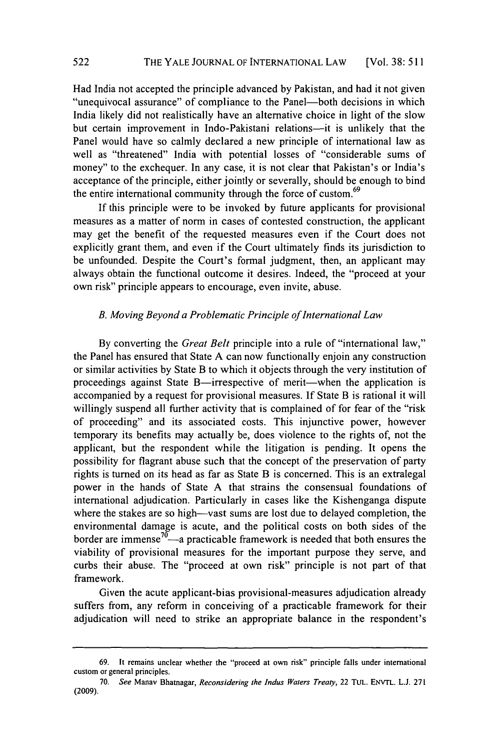Had India not accepted the principle advanced by Pakistan, and had it not given "unequivocal assurance" of compliance to the Panel—both decisions in which India likely did not realistically have an alternative choice in light of the slow but certain improvement in Indo-Pakistani relations—it is unlikely that the Panel would have so calmly declared a new principle of international law as well as "threatened" India with potential losses of "considerable sums of money" to the exchequer. In any case, it is not clear that Pakistan's or India's acceptance of the principle, either jointly or severally, should be enough to bind the entire international community through the force of custom.[69]

If this principle were to be invoked by future applicants for provisional measures as a matter of norm in cases of contested construction, the applicant may get the benefit of the requested measures even if the Court does not explicitly grant them, and even if the Court ultimately finds its jurisdiction to be unfounded. Despite the Court's formal judgment, then, an applicant may always obtain the functional outcome it desires. Indeed, the "proceed at your own risk" principle appears to encourage, even invite, abuse.

### *B. Moving Beyond a Problematic Principle of International Law*

By converting the *Great Belt* principle into a rule of "international law," the Panel has ensured that State A can now functionally enjoin any construction or similar activities by State B to which it objects through the very institution of proceedings against State B—irrespective of merit—when the application is accompanied by a request for provisional measures. If State B is rational it will willingly suspend all further activity that is complained of for fear of the "risk of proceeding" and its associated costs. This injunctive power, however temporary its benefits may actually be, does violence to the rights of, not the applicant, but the respondent while the litigation is pending. It opens the possibility for flagrant abuse such that the concept of the preservation of party rights is turned on its head as far as State B is concerned. This is an extralegal power in the hands of State A that strains the consensual foundations of international adjudication. Particularly in cases like the Kishenganga dispute where the stakes are so high—vast sums are lost due to delayed completion, the environmental damage is acute, and the political costs on both sides of the border are immense[70]—a practicable framework is needed that both ensures the viability of provisional measures for the important purpose they serve, and curbs their abuse. The "proceed at own risk" principle is not part of that framework.

Given the acute applicant-bias provisional-measures adjudication already suffers from, any reform in conceiving of a practicable framework for their adjudication will need to strike an appropriate balance in the respondent's

---

69. It remains unclear whether the "proceed at own risk" principle falls under international custom or general principles.

70. *See* Manav Bhatnagar, *Reconsidering the Indus Waters Treaty*, 22 TUL. ENVTL. L.J. 271 (2009).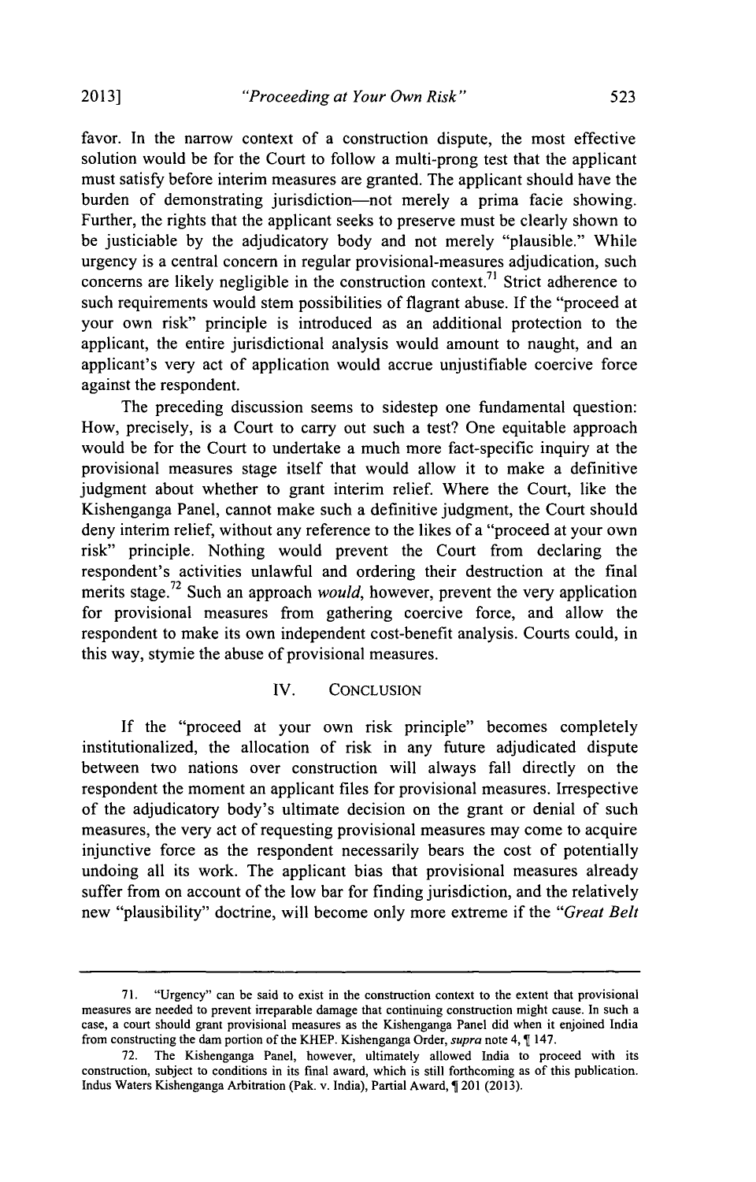favor. In the narrow context of a construction dispute, the most effective solution would be for the Court to follow a multi-prong test that the applicant must satisfy before interim measures are granted. The applicant should have the burden of demonstrating jurisdiction—not merely a prima facie showing. Further, the rights that the applicant seeks to preserve must be clearly shown to be justiciable by the adjudicatory body and not merely "plausible." While urgency is a central concern in regular provisional-measures adjudication, such concerns are likely negligible in the construction context.[71] Strict adherence to such requirements would stem possibilities of flagrant abuse. If the "proceed at your own risk" principle is introduced as an additional protection to the applicant, the entire jurisdictional analysis would amount to naught, and an applicant's very act of application would accrue unjustifiable coercive force against the respondent.

The preceding discussion seems to sidestep one fundamental question: How, precisely, is a Court to carry out such a test? One equitable approach would be for the Court to undertake a much more fact-specific inquiry at the provisional measures stage itself that would allow it to make a definitive judgment about whether to grant interim relief. Where the Court, like the Kishenganga Panel, cannot make such a definitive judgment, the Court should deny interim relief, without any reference to the likes of a "proceed at your own risk" principle. Nothing would prevent the Court from declaring the respondent's activities unlawful and ordering their destruction at the final merits stage.[72] Such an approach *would*, however, prevent the very application for provisional measures from gathering coercive force, and allow the respondent to make its own independent cost-benefit analysis. Courts could, in this way, stymie the abuse of provisional measures.

## IV. CONCLUSION

If the "proceed at your own risk principle" becomes completely institutionalized, the allocation of risk in any future adjudicated dispute between two nations over construction will always fall directly on the respondent the moment an applicant files for provisional measures. Irrespective of the adjudicatory body's ultimate decision on the grant or denial of such measures, the very act of requesting provisional measures may come to acquire injunctive force as the respondent necessarily bears the cost of potentially undoing all its work. The applicant bias that provisional measures already suffer from on account of the low bar for finding jurisdiction, and the relatively new "plausibility" doctrine, will become only more extreme if the "*Great Belt*

---

71. "Urgency" can be said to exist in the construction context to the extent that provisional measures are needed to prevent irreparable damage that continuing construction might cause. In such a case, a court should grant provisional measures as the Kishenganga Panel did when it enjoined India from constructing the dam portion of the KHEP. Kishenganga Order, *supra* note 4, ¶ 147.

72. The Kishenganga Panel, however, ultimately allowed India to proceed with its construction, subject to conditions in its final award, which is still forthcoming as of this publication. Indus Waters Kishenganga Arbitration (Pak. v. India), Partial Award, ¶ 201 (2013).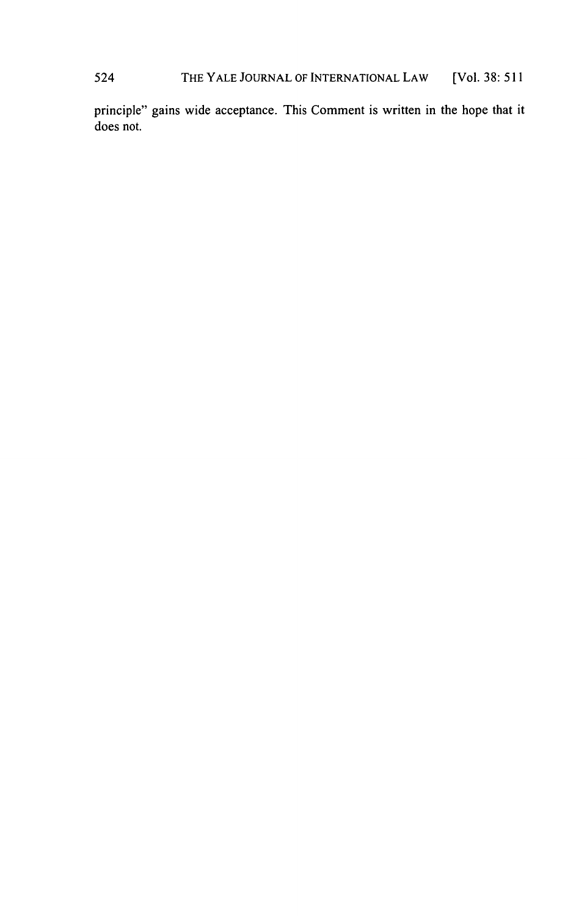principle" gains wide acceptance. This Comment is written in the hope that it does not.